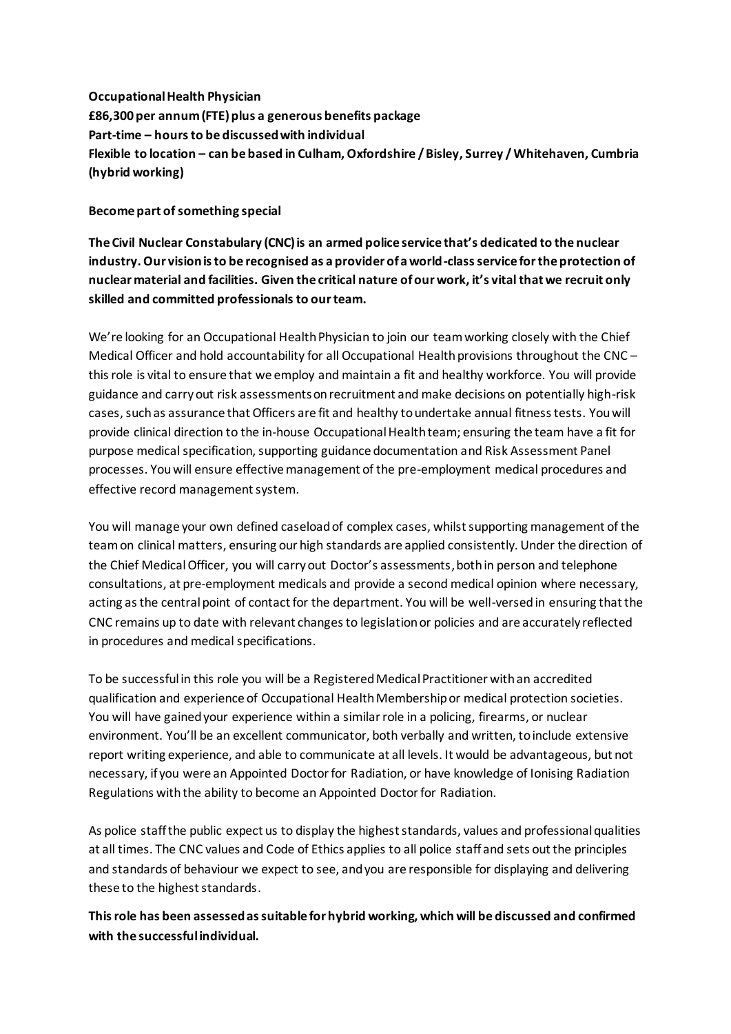**Occupational Health Physician**
**£86,300 per annum (FTE) plus a generous benefits package**
**Part-time – hours to be discussed with individual**
**Flexible to location – can be based in Culham, Oxfordshire / Bisley, Surrey / Whitehaven, Cumbria (hybrid working)**

**Become part of something special**

**The Civil Nuclear Constabulary (CNC) is an armed police service that's dedicated to the nuclear industry. Our vision is to be recognised as a provider of a world-class service for the protection of nuclear material and facilities. Given the critical nature of our work, it's vital that we recruit only skilled and committed professionals to our team.**

We're looking for an Occupational Health Physician to join our team working closely with the Chief Medical Officer and hold accountability for all Occupational Health provisions throughout the CNC – this role is vital to ensure that we employ and maintain a fit and healthy workforce. You will provide guidance and carry out risk assessments on recruitment and make decisions on potentially high-risk cases, such as assurance that Officers are fit and healthy to undertake annual fitness tests. You will provide clinical direction to the in-house Occupational Health team; ensuring the team have a fit for purpose medical specification, supporting guidance documentation and Risk Assessment Panel processes. You will ensure effective management of the pre-employment medical procedures and effective record management system.

You will manage your own defined caseload of complex cases, whilst supporting management of the team on clinical matters, ensuring our high standards are applied consistently. Under the direction of the Chief Medical Officer, you will carry out Doctor's assessments, both in person and telephone consultations, at pre-employment medicals and provide a second medical opinion where necessary, acting as the central point of contact for the department. You will be well-versed in ensuring that the CNC remains up to date with relevant changes to legislation or policies and are accurately reflected in procedures and medical specifications.

To be successful in this role you will be a Registered Medical Practitioner with an accredited qualification and experience of Occupational Health Membership or medical protection societies. You will have gained your experience within a similar role in a policing, firearms, or nuclear environment. You'll be an excellent communicator, both verbally and written, to include extensive report writing experience, and able to communicate at all levels. It would be advantageous, but not necessary, if you were an Appointed Doctor for Radiation, or have knowledge of Ionising Radiation Regulations with the ability to become an Appointed Doctor for Radiation.

As police staff the public expect us to display the highest standards, values and professional qualities at all times. The CNC values and Code of Ethics applies to all police staff and sets out the principles and standards of behaviour we expect to see, and you are responsible for displaying and delivering these to the highest standards.

**This role has been assessed as suitable for hybrid working, which will be discussed and confirmed with the successful individual.**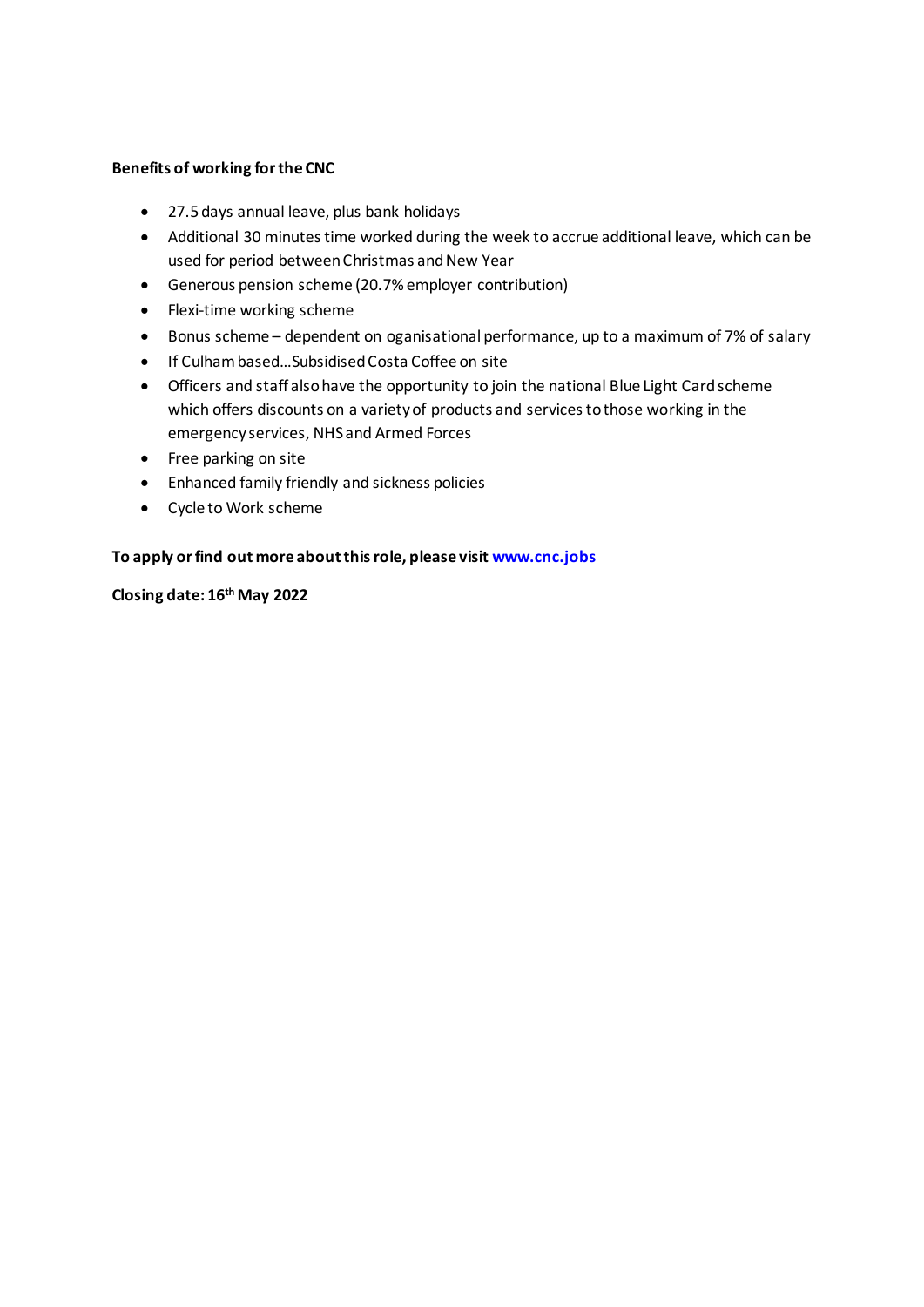**Benefits of working for the CNC**

- 27.5 days annual leave, plus bank holidays
- Additional 30 minutes time worked during the week to accrue additional leave, which can be used for period between Christmas and New Year
- Generous pension scheme (20.7% employer contribution)
- Flexi-time working scheme
- Bonus scheme – dependent on oganisational performance, up to a maximum of 7% of salary
- If Culham based…Subsidised Costa Coffee on site
- Officers and staff also have the opportunity to join the national Blue Light Card scheme which offers discounts on a variety of products and services to those working in the emergency services, NHS and Armed Forces
- Free parking on site
- Enhanced family friendly and sickness policies
- Cycle to Work scheme

**To apply or find out more about this role, please visit [www.cnc.jobs](http://www.cnc.jobs)**

**Closing date: 16th May 2022**